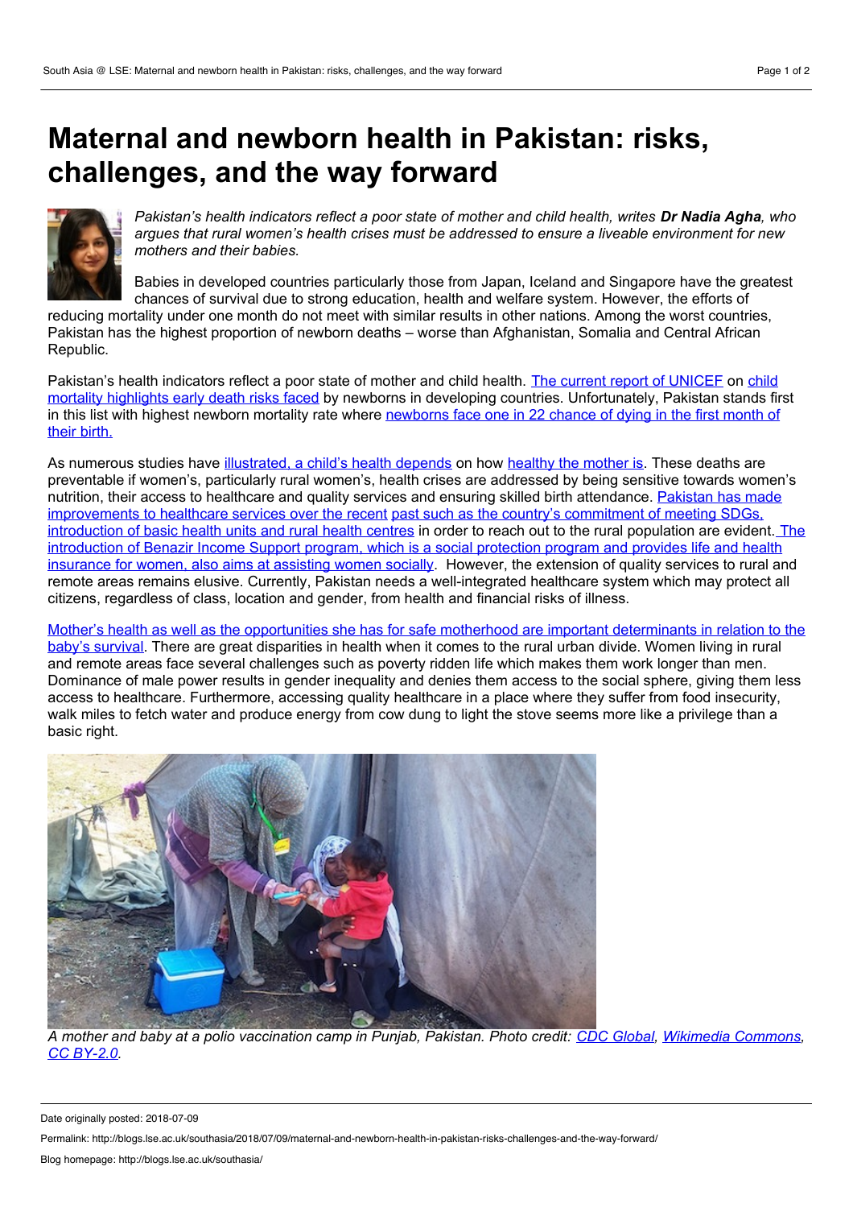# Maternal and newborn health in Pakistan: risks, challenges, and the way forward

*Pakistan's health indicators reflect a poor state of mother and child health, writes **Dr Nadia Agha**, who argues that rural women's health crises must be addressed to ensure a liveable environment for new mothers and their babies.*

Babies in developed countries particularly those from Japan, Iceland and Singapore have the greatest chances of survival due to strong education, health and welfare system. However, the efforts of reducing mortality under one month do not meet with similar results in other nations. Among the worst countries, Pakistan has the highest proportion of newborn deaths – worse than Afghanistan, Somalia and Central African Republic.

Pakistan's health indicators reflect a poor state of mother and child health. The current report of UNICEF on child mortality highlights early death risks faced by newborns in developing countries. Unfortunately, Pakistan stands first in this list with highest newborn mortality rate where newborns face one in 22 chance of dying in the first month of their birth.

As numerous studies have illustrated, a child's health depends on how healthy the mother is. These deaths are preventable if women's, particularly rural women's, health crises are addressed by being sensitive towards women's nutrition, their access to healthcare and quality services and ensuring skilled birth attendance. Pakistan has made improvements to healthcare services over the recent past such as the country's commitment of meeting SDGs, introduction of basic health units and rural health centres in order to reach out to the rural population are evident. The introduction of Benazir Income Support program, which is a social protection program and provides life and health insurance for women, also aims at assisting women socially. However, the extension of quality services to rural and remote areas remains elusive. Currently, Pakistan needs a well-integrated healthcare system which may protect all citizens, regardless of class, location and gender, from health and financial risks of illness.

Mother's health as well as the opportunities she has for safe motherhood are important determinants in relation to the baby's survival. There are great disparities in health when it comes to the rural urban divide. Women living in rural and remote areas face several challenges such as poverty ridden life which makes them work longer than men. Dominance of male power results in gender inequality and denies them access to the social sphere, giving them less access to healthcare. Furthermore, accessing quality healthcare in a place where they suffer from food insecurity, walk miles to fetch water and produce energy from cow dung to light the stove seems more like a privilege than a basic right.

*A mother and baby at a polio vaccination camp in Punjab, Pakistan. Photo credit: CDC Global, Wikimedia Commons, CC BY-2.0.*

Date originally posted: 2018-07-09

Permalink: http://blogs.lse.ac.uk/southasia/2018/07/09/maternal-and-newborn-health-in-pakistan-risks-challenges-and-the-way-forward/

Blog homepage: http://blogs.lse.ac.uk/southasia/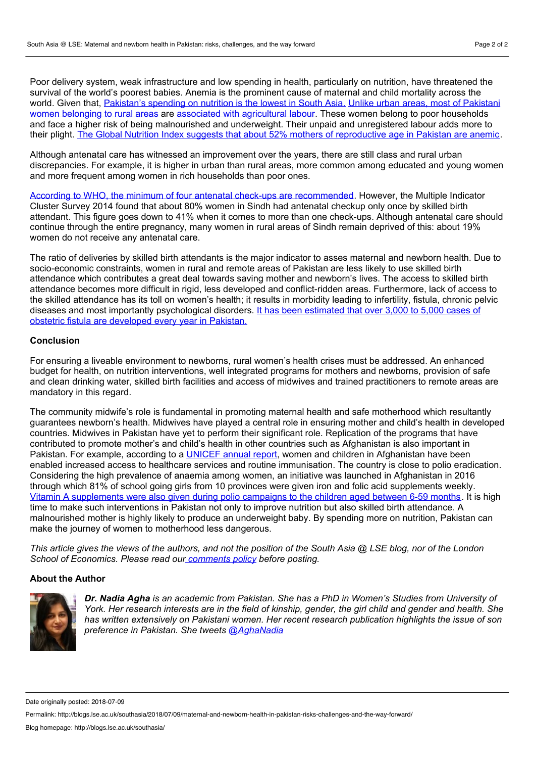Poor delivery system, weak infrastructure and low spending in health, particularly on nutrition, have threatened the survival of the world's poorest babies. Anemia is the prominent cause of maternal and child mortality across the world. Given that, Pakistan's spending on nutrition is the lowest in South Asia. Unlike urban areas, most of Pakistani women belonging to rural areas are associated with agricultural labour. These women belong to poor households and face a higher risk of being malnourished and underweight. Their unpaid and unregistered labour adds more to their plight. The Global Nutrition Index suggests that about 52% mothers of reproductive age in Pakistan are anemic.

Although antenatal care has witnessed an improvement over the years, there are still class and rural urban discrepancies. For example, it is higher in urban than rural areas, more common among educated and young women and more frequent among women in rich households than poor ones.

According to WHO, the minimum of four antenatal check-ups are recommended. However, the Multiple Indicator Cluster Survey 2014 found that about 80% women in Sindh had antenatal checkup only once by skilled birth attendant. This figure goes down to 41% when it comes to more than one check-ups. Although antenatal care should continue through the entire pregnancy, many women in rural areas of Sindh remain deprived of this: about 19% women do not receive any antenatal care.

The ratio of deliveries by skilled birth attendants is the major indicator to asses maternal and newborn health. Due to socio-economic constraints, women in rural and remote areas of Pakistan are less likely to use skilled birth attendance which contributes a great deal towards saving mother and newborn's lives. The access to skilled birth attendance becomes more difficult in rigid, less developed and conflict-ridden areas. Furthermore, lack of access to the skilled attendance has its toll on women's health; it results in morbidity leading to infertility, fistula, chronic pelvic diseases and most importantly psychological disorders. It has been estimated that over 3,000 to 5,000 cases of obstetric fistula are developed every year in Pakistan.

### Conclusion

For ensuring a liveable environment to newborns, rural women's health crises must be addressed. An enhanced budget for health, on nutrition interventions, well integrated programs for mothers and newborns, provision of safe and clean drinking water, skilled birth facilities and access of midwives and trained practitioners to remote areas are mandatory in this regard.

The community midwife's role is fundamental in promoting maternal health and safe motherhood which resultantly guarantees newborn's health. Midwives have played a central role in ensuring mother and child's health in developed countries. Midwives in Pakistan have yet to perform their significant role. Replication of the programs that have contributed to promote mother's and child's health in other countries such as Afghanistan is also important in Pakistan. For example, according to a UNICEF annual report, women and children in Afghanistan have been enabled increased access to healthcare services and routine immunisation. The country is close to polio eradication. Considering the high prevalence of anaemia among women, an initiative was launched in Afghanistan in 2016 through which 81% of school going girls from 10 provinces were given iron and folic acid supplements weekly. Vitamin A supplements were also given during polio campaigns to the children aged between 6-59 months. It is high time to make such interventions in Pakistan not only to improve nutrition but also skilled birth attendance. A malnourished mother is highly likely to produce an underweight baby. By spending more on nutrition, Pakistan can make the journey of women to motherhood less dangerous.

*This article gives the views of the authors, and not the position of the South Asia @ LSE blog, nor of the London School of Economics. Please read our comments policy before posting.*

### About the Author

***Dr. Nadia Agha*** *is an academic from Pakistan. She has a PhD in Women's Studies from University of York. Her research interests are in the field of kinship, gender, the girl child and gender and health. She has written extensively on Pakistani women. Her recent research publication highlights the issue of son preference in Pakistan. She tweets @AghaNadia*

Date originally posted: 2018-07-09

Permalink: http://blogs.lse.ac.uk/southasia/2018/07/09/maternal-and-newborn-health-in-pakistan-risks-challenges-and-the-way-forward/

Blog homepage: http://blogs.lse.ac.uk/southasia/